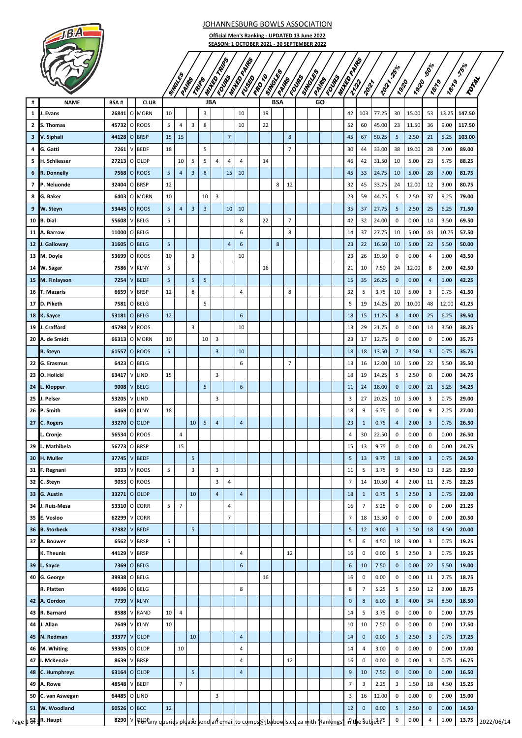# JOHANNESBURG BOWLS ASSOCIATION

**Official Men's Ranking - UPDATED 13 June 2022**

**SEASON: 1 OCTOBER 2021 - 30 SEPTEMBER 2022**

| # | NAME | BSA # | | CLUB | JBA | | | | | | | | BSA | | | GO | | | | | | | | | | | |
|---|---|---|---|---|---|---|---|---|---|---|---|---|---|---|---|---|---|---|---|---|---|---|---|---|---|---|---|
| | | | | | SINGLES | PAIRS | TRIPS | MIXED TRIPS | FOURS | MIXED PAIRS | FUSED | PRO 10 | SINGLES | PAIRS | FOURS | SINGLES | PAIRS | FOURS | MIXED PAIRS | 21/22 | 20/21 | 20/21 -25% | 19/20 | 19/20 -50% | 18/19 | 18/19 -75% | TOTAL |
| 1 | J. Evans | 26841 | O | MORN | 10 | | | 3 | | | 10 | | 19 | | | | | | | 42 | 103 | 77.25 | 30 | 15.00 | 53 | 13.25 | 147.50 |
| 2 | S. Thomas | 45732 | O | ROOS | 5 | 4 | 3 | 8 | | | 10 | | 22 | | | | | | | 52 | 60 | 45.00 | 23 | 11.50 | 36 | 9.00 | 117.50 |
| 3 | V. Siphali | 44128 | O | BRSP | 15 | 15 | | | | 7 | | | | | 8 | | | | | 45 | 67 | 50.25 | 5 | 2.50 | 21 | 5.25 | 103.00 |
| 4 | G. Gatti | 7261 | V | BEDF | 18 | | | 5 | | | | | | | 7 | | | | | 30 | 44 | 33.00 | 38 | 19.00 | 28 | 7.00 | 89.00 |
| 5 | H. Schliesser | 27213 | O | OLDP | | 10 | 5 | 5 | 4 | 4 | 4 | | 14 | | | | | | | 46 | 42 | 31.50 | 10 | 5.00 | 23 | 5.75 | 88.25 |
| 6 | R. Donnelly | 7568 | O | ROOS | 5 | 4 | 3 | 8 | | 15 | 10 | | | | | | | | | 45 | 33 | 24.75 | 10 | 5.00 | 28 | 7.00 | 81.75 |
| 7 | P. Neluonde | 32404 | O | BRSP | 12 | | | | | | | | | 8 | 12 | | | | | 32 | 45 | 33.75 | 24 | 12.00 | 12 | 3.00 | 80.75 |
| 8 | G. Baker | 6403 | O | MORN | 10 | | | 10 | 3 | | | | | | | | | | | 23 | 59 | 44.25 | 5 | 2.50 | 37 | 9.25 | 79.00 |
| 9 | W. Steyn | 53445 | O | ROOS | 5 | 4 | 3 | 3 | | 10 | 10 | | | | | | | | | 35 | 37 | 27.75 | 5 | 2.50 | 25 | 6.25 | 71.50 |
| 10 | B. Dial | 55608 | V | BELG | 5 | | | | | | 8 | | 22 | | 7 | | | | | 42 | 32 | 24.00 | 0 | 0.00 | 14 | 3.50 | 69.50 |
| 11 | A. Barrow | 11000 | O | BELG | | | | | | | 6 | | | | 8 | | | | | 14 | 37 | 27.75 | 10 | 5.00 | 43 | 10.75 | 57.50 |
| 12 | J. Galloway | 31605 | O | BELG | 5 | | | | | 4 | 6 | | | 8 | | | | | | 23 | 22 | 16.50 | 10 | 5.00 | 22 | 5.50 | 50.00 |
| 13 | M. Doyle | 53699 | O | ROOS | 10 | | 3 | | | | 10 | | | | | | | | | 23 | 26 | 19.50 | 0 | 0.00 | 4 | 1.00 | 43.50 |
| 14 | W. Sagar | 7586 | V | KLNY | 5 | | | | | | | | 16 | | | | | | | 21 | 10 | 7.50 | 24 | 12.00 | 8 | 2.00 | 42.50 |
| 15 | M. Finlayson | 7254 | V | BEDF | 5 | | 5 | 5 | | | | | | | | | | | | 15 | 35 | 26.25 | 0 | 0.00 | 4 | 1.00 | 42.25 |
| 16 | T. Mazaris | 6659 | V | BRSP | 12 | | 8 | | | | 4 | | | | 8 | | | | | 32 | 5 | 3.75 | 10 | 5.00 | 3 | 0.75 | 41.50 |
| 17 | D. Piketh | 7581 | O | BELG | | | | 5 | | | | | | | | | | | | 5 | 19 | 14.25 | 20 | 10.00 | 48 | 12.00 | 41.25 |
| 18 | K. Sayce | 53181 | O | BELG | 12 | | | | | | 6 | | | | | | | | | 18 | 15 | 11.25 | 8 | 4.00 | 25 | 6.25 | 39.50 |
| 19 | J. Crafford | 45798 | V | ROOS | | | 3 | | | | 10 | | | | | | | | | 13 | 29 | 21.75 | 0 | 0.00 | 14 | 3.50 | 38.25 |
| 20 | A. de Smidt | 66313 | O | MORN | 10 | | | 10 | 3 | | | | | | | | | | | 23 | 17 | 12.75 | 0 | 0.00 | 0 | 0.00 | 35.75 |
| | B. Steyn | 61557 | O | ROOS | 5 | | | | 3 | | 10 | | | | | | | | | 18 | 18 | 13.50 | 7 | 3.50 | 3 | 0.75 | 35.75 |
| 22 | G. Erasmus | 6423 | O | BELG | | | | | | | 6 | | | | 7 | | | | | 13 | 16 | 12.00 | 10 | 5.00 | 22 | 5.50 | 35.50 |
| 23 | O. Holicki | 63417 | V | LIND | 15 | | | | 3 | | | | | | | | | | | 18 | 19 | 14.25 | 5 | 2.50 | 0 | 0.00 | 34.75 |
| 24 | L. Klopper | 9008 | V | BELG | | | | 5 | | | 6 | | | | | | | | | 11 | 24 | 18.00 | 0 | 0.00 | 21 | 5.25 | 34.25 |
| 25 | J. Pelser | 53205 | V | LIND | | | | | 3 | | | | | | | | | | | 3 | 27 | 20.25 | 10 | 5.00 | 3 | 0.75 | 29.00 |
| 26 | P. Smith | 6469 | O | KLNY | 18 | | | | | | | | | | | | | | | 18 | 9 | 6.75 | 0 | 0.00 | 9 | 2.25 | 27.00 |
| 27 | C. Rogers | 33270 | O | OLDP | | | 10 | 5 | 4 | | 4 | | | | | | | | | 23 | 1 | 0.75 | 4 | 2.00 | 3 | 0.75 | 26.50 |
| | L. Cronje | 56534 | O | ROOS | | 4 | | | | | | | | | | | | | | 4 | 30 | 22.50 | 0 | 0.00 | 0 | 0.00 | 26.50 |
| 29 | L. Mathibela | 56773 | O | BRSP | | 15 | | | | | | | | | | | | | | 15 | 13 | 9.75 | 0 | 0.00 | 0 | 0.00 | 24.75 |
| 30 | H. Muller | 37745 | V | BEDF | | | 5 | | | | | | | | | | | | | 5 | 13 | 9.75 | 18 | 9.00 | 3 | 0.75 | 24.50 |
| 31 | F. Regnani | 9033 | V | ROOS | 5 | | 3 | | 3 | | | | | | | | | | | 11 | 5 | 3.75 | 9 | 4.50 | 13 | 3.25 | 22.50 |
| 32 | C. Steyn | 9053 | O | ROOS | | | | | 3 | 4 | | | | | | | | | | 7 | 14 | 10.50 | 4 | 2.00 | 11 | 2.75 | 22.25 |
| 33 | G. Austin | 33271 | O | OLDP | | | 10 | | 4 | | 4 | | | | | | | | | 18 | 1 | 0.75 | 5 | 2.50 | 3 | 0.75 | 22.00 |
| 34 | J. Ruiz-Mesa | 53310 | O | CORR | 5 | 7 | | | | 4 | | | | | | | | | | 16 | 7 | 5.25 | 0 | 0.00 | 0 | 0.00 | 21.25 |
| 35 | E. Vosloo | 62299 | V | CORR | | | | | | 7 | | | | | | | | | | 7 | 18 | 13.50 | 0 | 0.00 | 0 | 0.00 | 20.50 |
| 36 | B. Storbeck | 37382 | V | BEDF | | | 5 | | | | | | | | | | | | | 5 | 12 | 9.00 | 3 | 1.50 | 18 | 4.50 | 20.00 |
| 37 | A. Bouwer | 6562 | V | BRSP | 5 | | | | | | | | | | | | | | | 5 | 6 | 4.50 | 18 | 9.00 | 3 | 0.75 | 19.25 |
| | K. Theunis | 44129 | V | BRSP | | | | | | | 4 | | | | 12 | | | | | 16 | 0 | 0.00 | 5 | 2.50 | 3 | 0.75 | 19.25 |
| 39 | L. Sayce | 7369 | O | BELG | | | | | | | 6 | | | | | | | | | 6 | 10 | 7.50 | 0 | 0.00 | 22 | 5.50 | 19.00 |
| 40 | G. George | 39938 | O | BELG | | | | | | | | | 16 | | | | | | | 16 | 0 | 0.00 | 0 | 0.00 | 11 | 2.75 | 18.75 |
| | R. Platten | 46696 | O | BELG | | | | | | | 8 | | | | | | | | | 8 | 7 | 5.25 | 5 | 2.50 | 12 | 3.00 | 18.75 |
| 42 | A. Gordon | 7739 | V | KLNY | | | | | | | | | | | | | | | | 0 | 8 | 6.00 | 8 | 4.00 | 34 | 8.50 | 18.50 |
| 43 | R. Barnard | 8588 | V | RAND | 10 | 4 | | | | | | | | | | | | | | 14 | 5 | 3.75 | 0 | 0.00 | 0 | 0.00 | 17.75 |
| 44 | J. Allan | 7649 | V | KLNY | 10 | | | | | | | | | | | | | | | 10 | 10 | 7.50 | 0 | 0.00 | 0 | 0.00 | 17.50 |
| 45 | N. Redman | 33377 | V | OLDP | | | 10 | | | | 4 | | | | | | | | | 14 | 0 | 0.00 | 5 | 2.50 | 3 | 0.75 | 17.25 |
| 46 | M. Whiting | 59305 | O | OLDP | | 10 | | | | | 4 | | | | | | | | | 14 | 4 | 3.00 | 0 | 0.00 | 0 | 0.00 | 17.00 |
| 47 | I. McKenzie | 8639 | V | BRSP | | | | | | | 4 | | | | 12 | | | | | 16 | 0 | 0.00 | 0 | 0.00 | 3 | 0.75 | 16.75 |
| 48 | C. Humphreys | 63164 | O | OLDP | | | 5 | | | | 4 | | | | | | | | | 9 | 10 | 7.50 | 0 | 0.00 | 0 | 0.00 | 16.50 |
| 49 | A. Rowe | 48548 | V | BEDF | | 7 | | | | | | | | | | | | | | 7 | 3 | 2.25 | 3 | 1.50 | 18 | 4.50 | 15.25 |
| 50 | C. van Aswegan | 64485 | O | LIND | | | | | 3 | | | | | | | | | | | 3 | 16 | 12.00 | 0 | 0.00 | 0 | 0.00 | 15.00 |
| 51 | W. Woodland | 60526 | O | BCC | 12 | | | | | | | | | | | | | | | 12 | 0 | 0.00 | 5 | 2.50 | 0 | 0.00 | 14.50 |
| 52 | R. Haupt | 8290 | V | OLDP | | | | | | | | | | | | | | | | 9 | 5 | 3.75 | 0 | 0.00 | 4 | 1.00 | 13.75 |

For any queries please send an email to comps@jbabowls.co.za with 'Rankings' in the subject

2022/06/14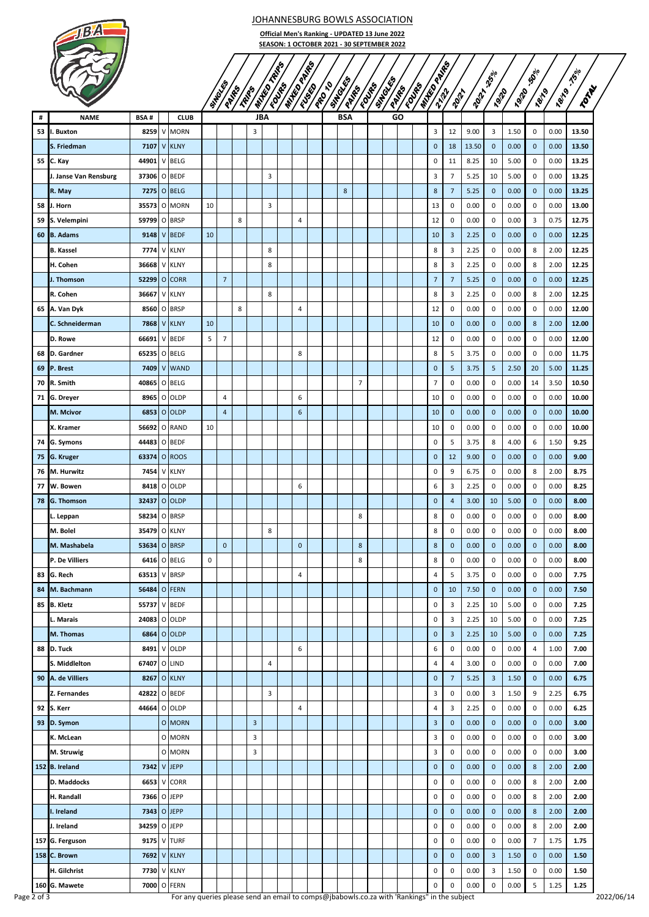# JOHANNESBURG BOWLS ASSOCIATION

**Official Men's Ranking - UPDATED 13 June 2022**

**SEASON: 1 OCTOBER 2021 - 30 SEPTEMBER 2022**

| # | NAME | BSA # | | CLUB | JBA | | | | | | | | BSA | | | GO | | | | | | | | | | | |
|---|---|---|---|---|---|---|---|---|---|---|---|---|---|---|---|---|---|---|---|---|---|---|---|---|---|---|---|
| | | | | | SINGLES | PAIRS | TRIPS | MIXED TRIPS | FOURS | MIXED PAIRS | FUSED | PRO 10 | SINGLES | PAIRS | FOURS | SINGLES | PAIRS | FOURS | MIXED PAIRS | 21/22 | 20/21 | 20/21 -25% | 19/20 | 19/20 -50% | 18/19 | 18/19 -75% | TOTAL |
| 53 | I. Buxton | 8259 | V | MORN | | | | 3 | | | | | | | | | | | | 3 | 12 | 9.00 | 3 | 1.50 | 0 | 0.00 | 13.50 |
| | S. Friedman | 7107 | V | KLNY | | | | | | | | | | | | | | | | 0 | 18 | 13.50 | 0 | 0.00 | 0 | 0.00 | 13.50 |
| 55 | C. Kay | 44901 | V | BELG | | | | | | | | | | | | | | | | 0 | 11 | 8.25 | 10 | 5.00 | 0 | 0.00 | 13.25 |
| | J. Janse Van Rensburg | 37306 | O | BEDF | | | | | 3 | | | | | | | | | | | 3 | 7 | 5.25 | 10 | 5.00 | 0 | 0.00 | 13.25 |
| | R. May | 7275 | O | BELG | | | | | | | | | | 8 | | | | | | 8 | 7 | 5.25 | 0 | 0.00 | 0 | 0.00 | 13.25 |
| 58 | J. Horn | 35573 | O | MORN | 10 | | | | 3 | | | | | | | | | | | 13 | 0 | 0.00 | 0 | 0.00 | 0 | 0.00 | 13.00 |
| 59 | S. Velempini | 59799 | O | BRSP | | | 8 | | | | 4 | | | | | | | | | 12 | 0 | 0.00 | 0 | 0.00 | 3 | 0.75 | 12.75 |
| 60 | B. Adams | 9148 | V | BEDF | 10 | | | | | | | | | | | | | | | 10 | 3 | 2.25 | 0 | 0.00 | 0 | 0.00 | 12.25 |
| | B. Kassel | 7774 | V | KLNY | | | | | 8 | | | | | | | | | | | 8 | 3 | 2.25 | 0 | 0.00 | 8 | 2.00 | 12.25 |
| | H. Cohen | 36668 | V | KLNY | | | | | 8 | | | | | | | | | | | 8 | 3 | 2.25 | 0 | 0.00 | 8 | 2.00 | 12.25 |
| | J. Thomson | 52299 | O | CORR | | 7 | | | | | | | | | | | | | | 7 | 7 | 5.25 | 0 | 0.00 | 0 | 0.00 | 12.25 |
| | R. Cohen | 36667 | V | KLNY | | | | | 8 | | | | | | | | | | | 8 | 3 | 2.25 | 0 | 0.00 | 8 | 2.00 | 12.25 |
| 65 | A. Van Dyk | 8560 | O | BRSP | | | 8 | | | | 4 | | | | | | | | | 12 | 0 | 0.00 | 0 | 0.00 | 0 | 0.00 | 12.00 |
| | C. Schneiderman | 7868 | V | KLNY | 10 | | | | | | | | | | | | | | | 10 | 0 | 0.00 | 0 | 0.00 | 8 | 2.00 | 12.00 |
| | D. Rowe | 66691 | V | BEDF | 5 | 7 | | | | | | | | | | | | | | 12 | 0 | 0.00 | 0 | 0.00 | 0 | 0.00 | 12.00 |
| 68 | D. Gardner | 65235 | O | BELG | | | | | | | 8 | | | | | | | | | 8 | 5 | 3.75 | 0 | 0.00 | 0 | 0.00 | 11.75 |
| 69 | P. Brest | 7409 | V | WAND | | | | | | | | | | | | | | | | 0 | 5 | 3.75 | 5 | 2.50 | 20 | 5.00 | 11.25 |
| 70 | R. Smith | 40865 | O | BELG | | | | | | | | | | | 7 | | | | | 7 | 0 | 0.00 | 0 | 0.00 | 14 | 3.50 | 10.50 |
| 71 | G. Dreyer | 8965 | O | OLDP | | 4 | | | | | 6 | | | | | | | | | 10 | 0 | 0.00 | 0 | 0.00 | 0 | 0.00 | 10.00 |
| | M. Mcivor | 6853 | O | OLDP | | 4 | | | | | 6 | | | | | | | | | 10 | 0 | 0.00 | 0 | 0.00 | 0 | 0.00 | 10.00 |
| | X. Kramer | 56692 | O | RAND | 10 | | | | | | | | | | | | | | | 10 | 0 | 0.00 | 0 | 0.00 | 0 | 0.00 | 10.00 |
| 74 | G. Symons | 44483 | O | BEDF | | | | | | | | | | | | | | | | 0 | 5 | 3.75 | 8 | 4.00 | 6 | 1.50 | 9.25 |
| 75 | G. Kruger | 63374 | O | ROOS | | | | | | | | | | | | | | | | 0 | 12 | 9.00 | 0 | 0.00 | 0 | 0.00 | 9.00 |
| 76 | M. Hurwitz | 7454 | V | KLNY | | | | | | | | | | | | | | | | 0 | 9 | 6.75 | 0 | 0.00 | 8 | 2.00 | 8.75 |
| 77 | W. Bowen | 8418 | O | OLDP | | | | | | | 6 | | | | | | | | | 6 | 3 | 2.25 | 0 | 0.00 | 0 | 0.00 | 8.25 |
| 78 | G. Thomson | 32437 | O | OLDP | | | | | | | | | | | | | | | | 0 | 4 | 3.00 | 10 | 5.00 | 0 | 0.00 | 8.00 |
| | L. Leppan | 58234 | O | BRSP | | | | | | | | | | | 8 | | | | | 8 | 0 | 0.00 | 0 | 0.00 | 0 | 0.00 | 8.00 |
| | M. Bolel | 35479 | O | KLNY | | | | | 8 | | | | | | | | | | | 8 | 0 | 0.00 | 0 | 0.00 | 0 | 0.00 | 8.00 |
| | M. Mashabela | 53634 | O | BRSP | | 0 | | | | | 0 | | | | 8 | | | | | 8 | 0 | 0.00 | 0 | 0.00 | 0 | 0.00 | 8.00 |
| | P. De Villiers | 6416 | O | BELG | 0 | | | | | | | | | | 8 | | | | | 8 | 0 | 0.00 | 0 | 0.00 | 0 | 0.00 | 8.00 |
| 83 | G. Rech | 63513 | V | BRSP | | | | | | | 4 | | | | | | | | | 4 | 5 | 3.75 | 0 | 0.00 | 0 | 0.00 | 7.75 |
| 84 | M. Bachmann | 56484 | O | FERN | | | | | | | | | | | | | | | | 0 | 10 | 7.50 | 0 | 0.00 | 0 | 0.00 | 7.50 |
| 85 | B. Kletz | 55737 | V | BEDF | | | | | | | | | | | | | | | | 0 | 3 | 2.25 | 10 | 5.00 | 0 | 0.00 | 7.25 |
| | L. Marais | 24083 | O | OLDP | | | | | | | | | | | | | | | | 0 | 3 | 2.25 | 10 | 5.00 | 0 | 0.00 | 7.25 |
| | M. Thomas | 6864 | O | OLDP | | | | | | | | | | | | | | | | 0 | 3 | 2.25 | 10 | 5.00 | 0 | 0.00 | 7.25 |
| 88 | D. Tuck | 8491 | V | OLDP | | | | | | | 6 | | | | | | | | | 6 | 0 | 0.00 | 0 | 0.00 | 4 | 1.00 | 7.00 |
| | S. Middlelton | 67407 | O | LIND | | | | | 4 | | | | | | | | | | | 4 | 4 | 3.00 | 0 | 0.00 | 0 | 0.00 | 7.00 |
| 90 | A. de Villiers | 8267 | O | KLNY | | | | | | | | | | | | | | | | 0 | 7 | 5.25 | 3 | 1.50 | 0 | 0.00 | 6.75 |
| | Z. Fernandes | 42822 | O | BEDF | | | | | 3 | | | | | | | | | | | 3 | 0 | 0.00 | 3 | 1.50 | 9 | 2.25 | 6.75 |
| 92 | S. Kerr | 44664 | O | OLDP | | | | | | | 4 | | | | | | | | | 4 | 3 | 2.25 | 0 | 0.00 | 0 | 0.00 | 6.25 |
| 93 | D. Symon | | O | MORN | | | | 3 | | | | | | | | | | | | 3 | 0 | 0.00 | 0 | 0.00 | 0 | 0.00 | 3.00 |
| | K. McLean | | O | MORN | | | | 3 | | | | | | | | | | | | 3 | 0 | 0.00 | 0 | 0.00 | 0 | 0.00 | 3.00 |
| | M. Struwig | | O | MORN | | | | 3 | | | | | | | | | | | | 3 | 0 | 0.00 | 0 | 0.00 | 0 | 0.00 | 3.00 |
| 152 | B. Ireland | 7342 | V | JEPP | | | | | | | | | | | | | | | | 0 | 0 | 0.00 | 0 | 0.00 | 8 | 2.00 | 2.00 |
| | D. Maddocks | 6653 | V | CORR | | | | | | | | | | | | | | | | 0 | 0 | 0.00 | 0 | 0.00 | 8 | 2.00 | 2.00 |
| | H. Randall | 7366 | O | JEPP | | | | | | | | | | | | | | | | 0 | 0 | 0.00 | 0 | 0.00 | 8 | 2.00 | 2.00 |
| | I. Ireland | 7343 | O | JEPP | | | | | | | | | | | | | | | | 0 | 0 | 0.00 | 0 | 0.00 | 8 | 2.00 | 2.00 |
| | J. Ireland | 34259 | O | JEPP | | | | | | | | | | | | | | | | 0 | 0 | 0.00 | 0 | 0.00 | 8 | 2.00 | 2.00 |
| 157 | G. Ferguson | 9175 | V | TURF | | | | | | | | | | | | | | | | 0 | 0 | 0.00 | 0 | 0.00 | 7 | 1.75 | 1.75 |
| 158 | C. Brown | 7692 | V | KLNY | | | | | | | | | | | | | | | | 0 | 0 | 0.00 | 3 | 1.50 | 0 | 0.00 | 1.50 |
| | H. Gilchrist | 7730 | V | KLNY | | | | | | | | | | | | | | | | 0 | 0 | 0.00 | 3 | 1.50 | 0 | 0.00 | 1.50 |
| 160 | G. Mawete | 7000 | O | FERN | | | | | | | | | | | | | | | | 0 | 0 | 0.00 | 0 | 0.00 | 5 | 1.25 | 1.25 |

For any queries please send an email to comps@jbabowls.co.za with 'Rankings" in the subject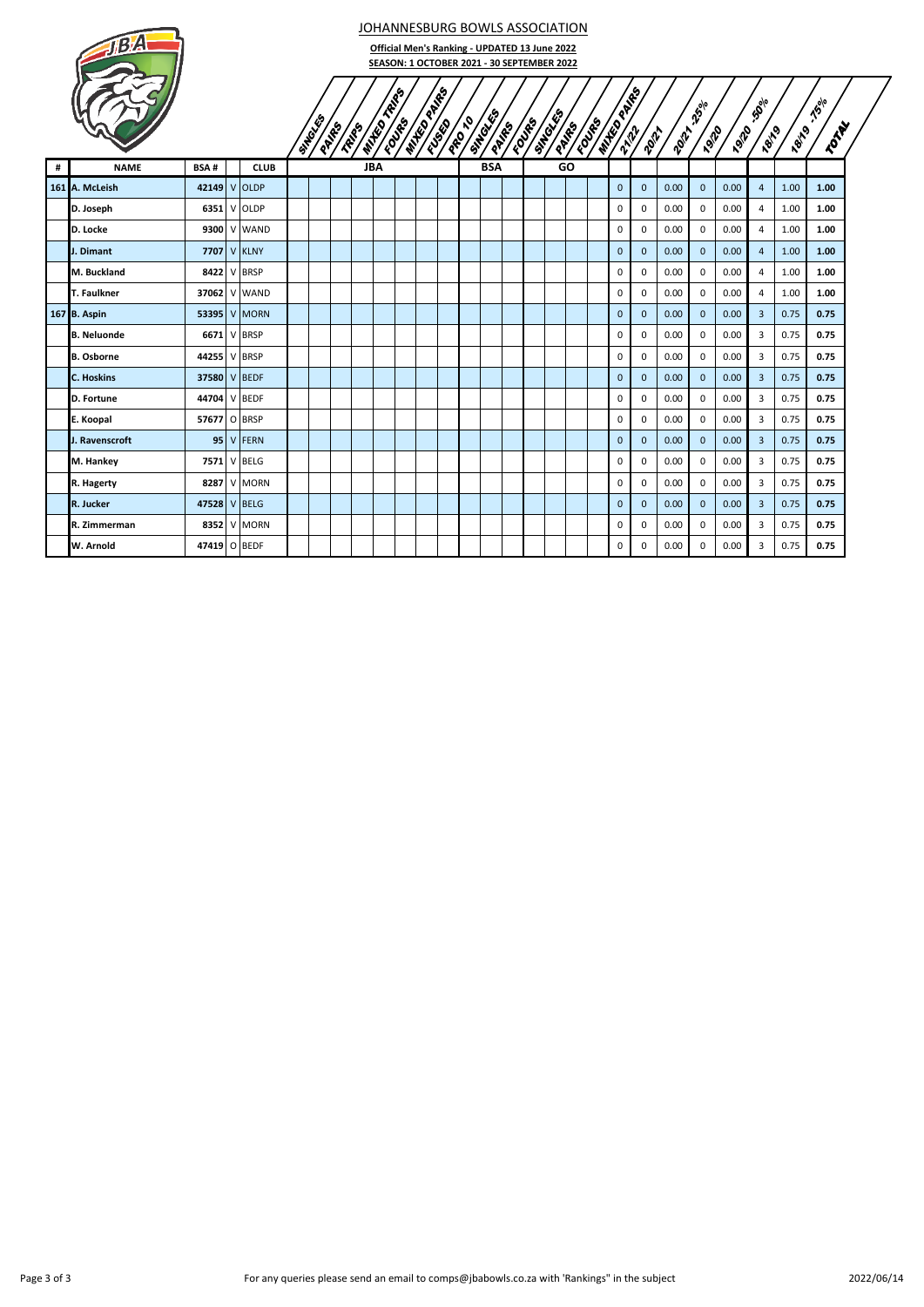# JOHANNESBURG BOWLS ASSOCIATION

**Official Men's Ranking - UPDATED 13 June 2022**

**SEASON: 1 OCTOBER 2021 - 30 SEPTEMBER 2022**

| # | NAME | BSA # | | CLUB | JBA SINGLES | JBA PAIRS | JBA TRIPS | JBA MIXED TRIPS | JBA FOURS | JBA MIXED PAIRS | JBA FUSED | JBA PRO 10 | BSA SINGLES | BSA PAIRS | BSA FOURS | GO SINGLES | GO PAIRS | GO FOURS | GO MIXED PAIRS | 21/22 | 20/21 | 20/21 -25% | 19/20 | 19/20 -50% | 18/19 | 18/19 -75% | TOTAL |
|---|---|---|---|---|---|---|---|---|---|---|---|---|---|---|---|---|---|---|---|---|---|---|---|---|---|---|---|
| 161 | A. McLeish | 42149 | V | OLDP | | | | | | | | | | | | | | | | 0 | 0 | 0.00 | 0 | 0.00 | 4 | 1.00 | 1.00 |
| | D. Joseph | 6351 | V | OLDP | | | | | | | | | | | | | | | | 0 | 0 | 0.00 | 0 | 0.00 | 4 | 1.00 | 1.00 |
| | D. Locke | 9300 | V | WAND | | | | | | | | | | | | | | | | 0 | 0 | 0.00 | 0 | 0.00 | 4 | 1.00 | 1.00 |
| | J. Dimant | 7707 | V | KLNY | | | | | | | | | | | | | | | | 0 | 0 | 0.00 | 0 | 0.00 | 4 | 1.00 | 1.00 |
| | M. Buckland | 8422 | V | BRSP | | | | | | | | | | | | | | | | 0 | 0 | 0.00 | 0 | 0.00 | 4 | 1.00 | 1.00 |
| | T. Faulkner | 37062 | V | WAND | | | | | | | | | | | | | | | | 0 | 0 | 0.00 | 0 | 0.00 | 4 | 1.00 | 1.00 |
| 167 | B. Aspin | 53395 | V | MORN | | | | | | | | | | | | | | | | 0 | 0 | 0.00 | 0 | 0.00 | 3 | 0.75 | 0.75 |
| | B. Neluonde | 6671 | V | BRSP | | | | | | | | | | | | | | | | 0 | 0 | 0.00 | 0 | 0.00 | 3 | 0.75 | 0.75 |
| | B. Osborne | 44255 | V | BRSP | | | | | | | | | | | | | | | | 0 | 0 | 0.00 | 0 | 0.00 | 3 | 0.75 | 0.75 |
| | C. Hoskins | 37580 | V | BEDF | | | | | | | | | | | | | | | | 0 | 0 | 0.00 | 0 | 0.00 | 3 | 0.75 | 0.75 |
| | D. Fortune | 44704 | V | BEDF | | | | | | | | | | | | | | | | 0 | 0 | 0.00 | 0 | 0.00 | 3 | 0.75 | 0.75 |
| | E. Koopal | 57677 | O | BRSP | | | | | | | | | | | | | | | | 0 | 0 | 0.00 | 0 | 0.00 | 3 | 0.75 | 0.75 |
| | J. Ravenscroft | 95 | V | FERN | | | | | | | | | | | | | | | | 0 | 0 | 0.00 | 0 | 0.00 | 3 | 0.75 | 0.75 |
| | M. Hankey | 7571 | V | BELG | | | | | | | | | | | | | | | | 0 | 0 | 0.00 | 0 | 0.00 | 3 | 0.75 | 0.75 |
| | R. Hagerty | 8287 | V | MORN | | | | | | | | | | | | | | | | 0 | 0 | 0.00 | 0 | 0.00 | 3 | 0.75 | 0.75 |
| | R. Jucker | 47528 | V | BELG | | | | | | | | | | | | | | | | 0 | 0 | 0.00 | 0 | 0.00 | 3 | 0.75 | 0.75 |
| | R. Zimmerman | 8352 | V | MORN | | | | | | | | | | | | | | | | 0 | 0 | 0.00 | 0 | 0.00 | 3 | 0.75 | 0.75 |
| | W. Arnold | 47419 | O | BEDF | | | | | | | | | | | | | | | | 0 | 0 | 0.00 | 0 | 0.00 | 3 | 0.75 | 0.75 |

For any queries please send an email to comps@jbabowls.co.za with 'Rankings" in the subject